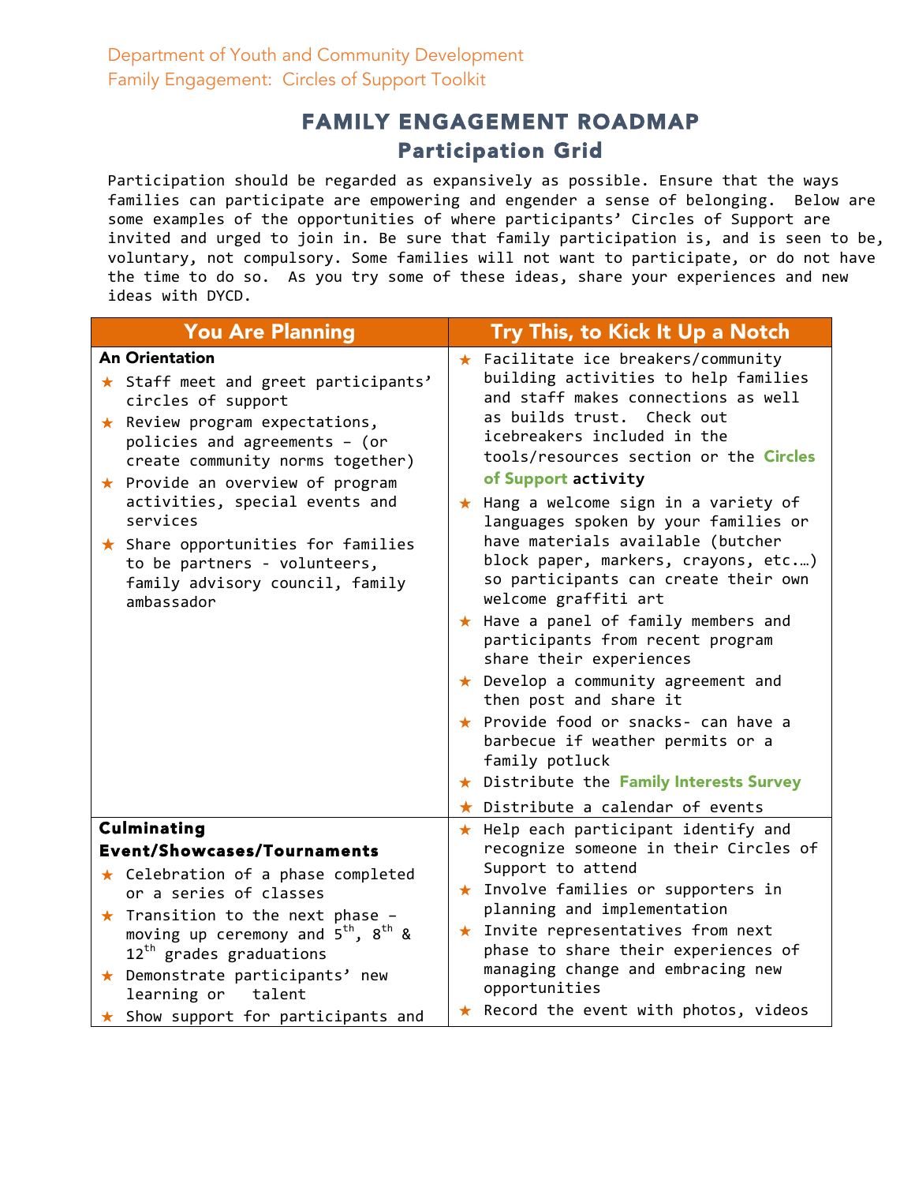Department of Youth and Community Development
Family Engagement: Circles of Support Toolkit

# FAMILY ENGAGEMENT ROADMAP
## Participation Grid

Participation should be regarded as expansively as possible. Ensure that the ways families can participate are empowering and engender a sense of belonging. Below are some examples of the opportunities of where participants' Circles of Support are invited and urged to join in. Be sure that family participation is, and is seen to be, voluntary, not compulsory. Some families will not want to participate, or do not have the time to do so. As you try some of these ideas, share your experiences and new ideas with DYCD.

| You Are Planning | Try This, to Kick It Up a Notch |
|---|---|
| **An Orientation**<br>★ Staff meet and greet participants' circles of support<br>★ Review program expectations, policies and agreements – (or create community norms together)<br>★ Provide an overview of program activities, special events and services<br>★ Share opportunities for families to be partners - volunteers, family advisory council, family ambassador | ★ Facilitate ice breakers/community building activities to help families and staff makes connections as well as builds trust. Check out icebreakers included in the tools/resources section or the **Circles of Support activity**<br>★ Hang a welcome sign in a variety of languages spoken by your families or have materials available (butcher block paper, markers, crayons, etc.…) so participants can create their own welcome graffiti art<br>★ Have a panel of family members and participants from recent program share their experiences<br>★ Develop a community agreement and then post and share it<br>★ Provide food or snacks- can have a barbecue if weather permits or a family potluck<br>★ Distribute the **Family Interests Survey**<br>★ Distribute a calendar of events |
| **Culminating Event/Showcases/Tournaments**<br>★ Celebration of a phase completed or a series of classes<br>★ Transition to the next phase – moving up ceremony and 5th, 8th & 12th grades graduations<br>★ Demonstrate participants' new learning or talent<br>★ Show support for participants and | ★ Help each participant identify and recognize someone in their Circles of Support to attend<br>★ Involve families or supporters in planning and implementation<br>★ Invite representatives from next phase to share their experiences of managing change and embracing new opportunities<br>★ Record the event with photos, videos |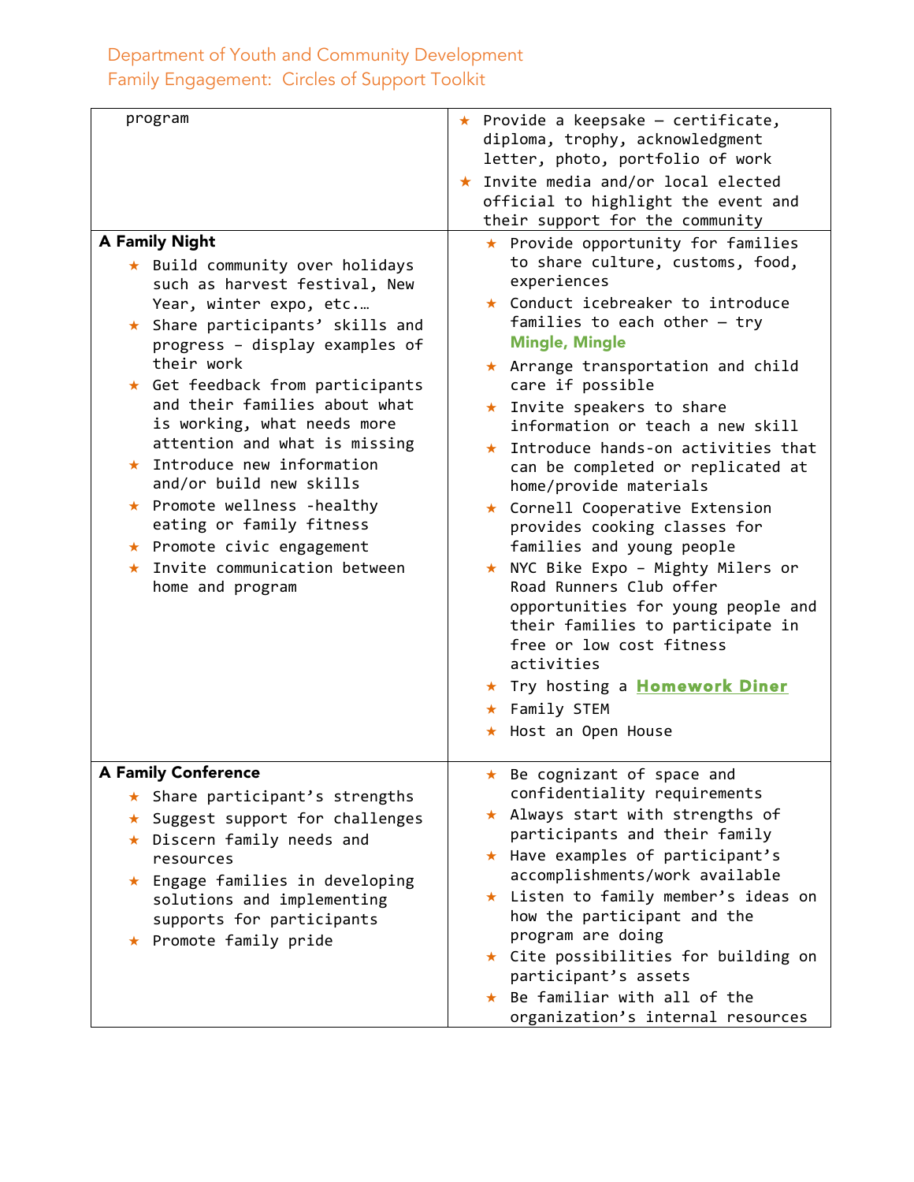| | |
|---|---|
| program | ★ Provide a keepsake – certificate, diploma, trophy, acknowledgment letter, photo, portfolio of work<br>★ Invite media and/or local elected official to highlight the event and their support for the community |
| **A Family Night**<br>★ Build community over holidays such as harvest festival, New Year, winter expo, etc.…<br>★ Share participants' skills and progress – display examples of their work<br>★ Get feedback from participants and their families about what is working, what needs more attention and what is missing<br>★ Introduce new information and/or build new skills<br>★ Promote wellness -healthy eating or family fitness<br>★ Promote civic engagement<br>★ Invite communication between home and program | ★ Provide opportunity for families to share culture, customs, food, experiences<br>★ Conduct icebreaker to introduce families to each other – try **Mingle, Mingle**<br>★ Arrange transportation and child care if possible<br>★ Invite speakers to share information or teach a new skill<br>★ Introduce hands-on activities that can be completed or replicated at home/provide materials<br>★ Cornell Cooperative Extension provides cooking classes for families and young people<br>★ NYC Bike Expo – Mighty Milers or Road Runners Club offer opportunities for young people and their families to participate in free or low cost fitness activities<br>★ Try hosting a **Homework Diner**<br>★ Family STEM<br>★ Host an Open House |
| **A Family Conference**<br>★ Share participant's strengths<br>★ Suggest support for challenges<br>★ Discern family needs and resources<br>★ Engage families in developing solutions and implementing supports for participants<br>★ Promote family pride | ★ Be cognizant of space and confidentiality requirements<br>★ Always start with strengths of participants and their family<br>★ Have examples of participant's accomplishments/work available<br>★ Listen to family member's ideas on how the participant and the program are doing<br>★ Cite possibilities for building on participant's assets<br>★ Be familiar with all of the organization's internal resources |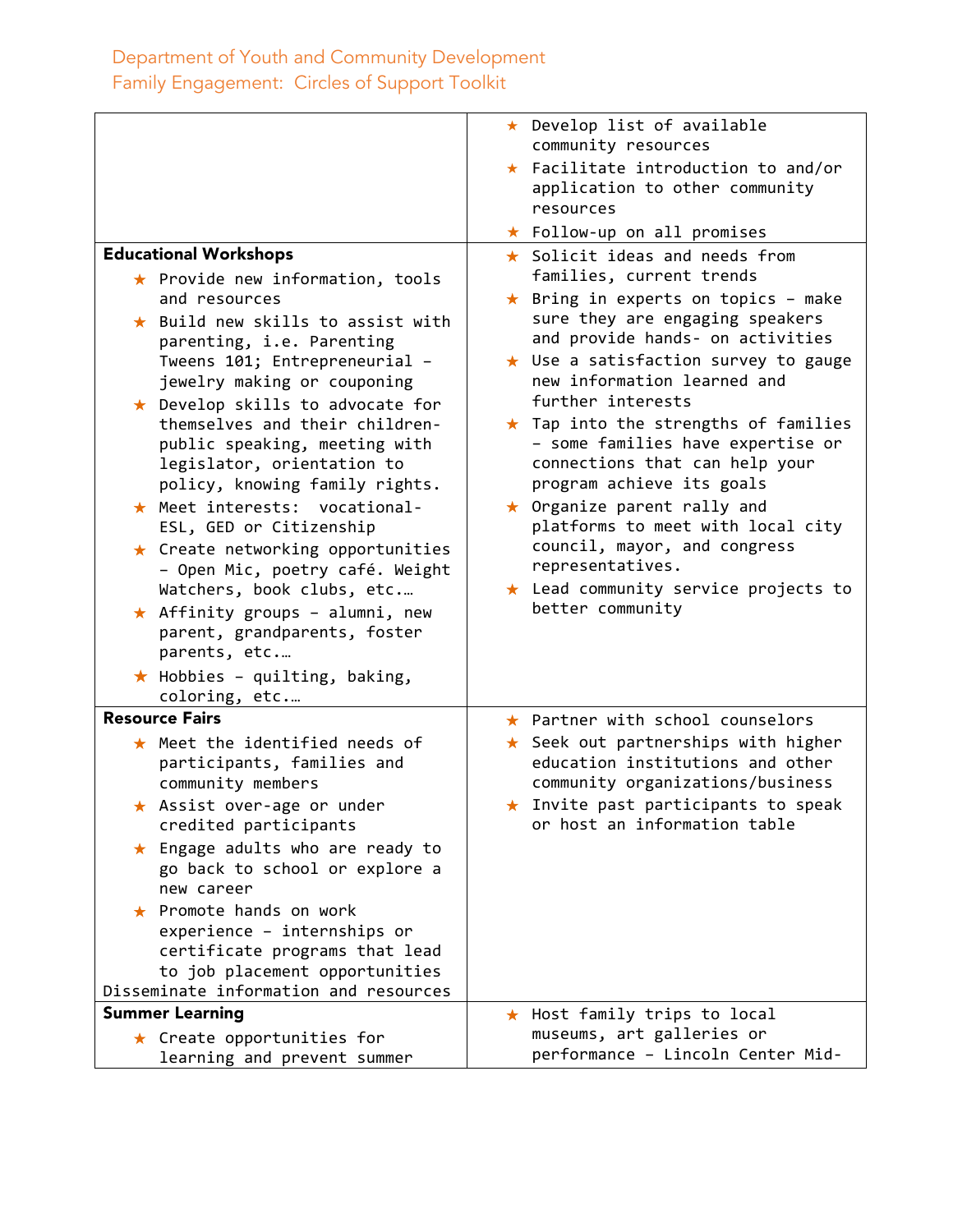| | |
|---|---|
| | ★ Develop list of available community resources<br>★ Facilitate introduction to and/or application to other community resources<br>★ Follow-up on all promises |
| **Educational Workshops**<br>★ Provide new information, tools and resources<br>★ Build new skills to assist with parenting, i.e. Parenting Tweens 101; Entrepreneurial – jewelry making or couponing<br>★ Develop skills to advocate for themselves and their children- public speaking, meeting with legislator, orientation to policy, knowing family rights.<br>★ Meet interests: vocational- ESL, GED or Citizenship<br>★ Create networking opportunities – Open Mic, poetry café. Weight Watchers, book clubs, etc.…<br>★ Affinity groups – alumni, new parent, grandparents, foster parents, etc.…<br>★ Hobbies – quilting, baking, coloring, etc.… | ★ Solicit ideas and needs from families, current trends<br>★ Bring in experts on topics – make sure they are engaging speakers and provide hands- on activities<br>★ Use a satisfaction survey to gauge new information learned and further interests<br>★ Tap into the strengths of families – some families have expertise or connections that can help your program achieve its goals<br>★ Organize parent rally and platforms to meet with local city council, mayor, and congress representatives.<br>★ Lead community service projects to better community |
| **Resource Fairs**<br>★ Meet the identified needs of participants, families and community members<br>★ Assist over-age or under credited participants<br>★ Engage adults who are ready to go back to school or explore a new career<br>★ Promote hands on work experience – internships or certificate programs that lead to job placement opportunities<br>Disseminate information and resources | ★ Partner with school counselors<br>★ Seek out partnerships with higher education institutions and other community organizations/business<br>★ Invite past participants to speak or host an information table |
| **Summer Learning**<br>★ Create opportunities for learning and prevent summer | ★ Host family trips to local museums, art galleries or performance – Lincoln Center Mid- |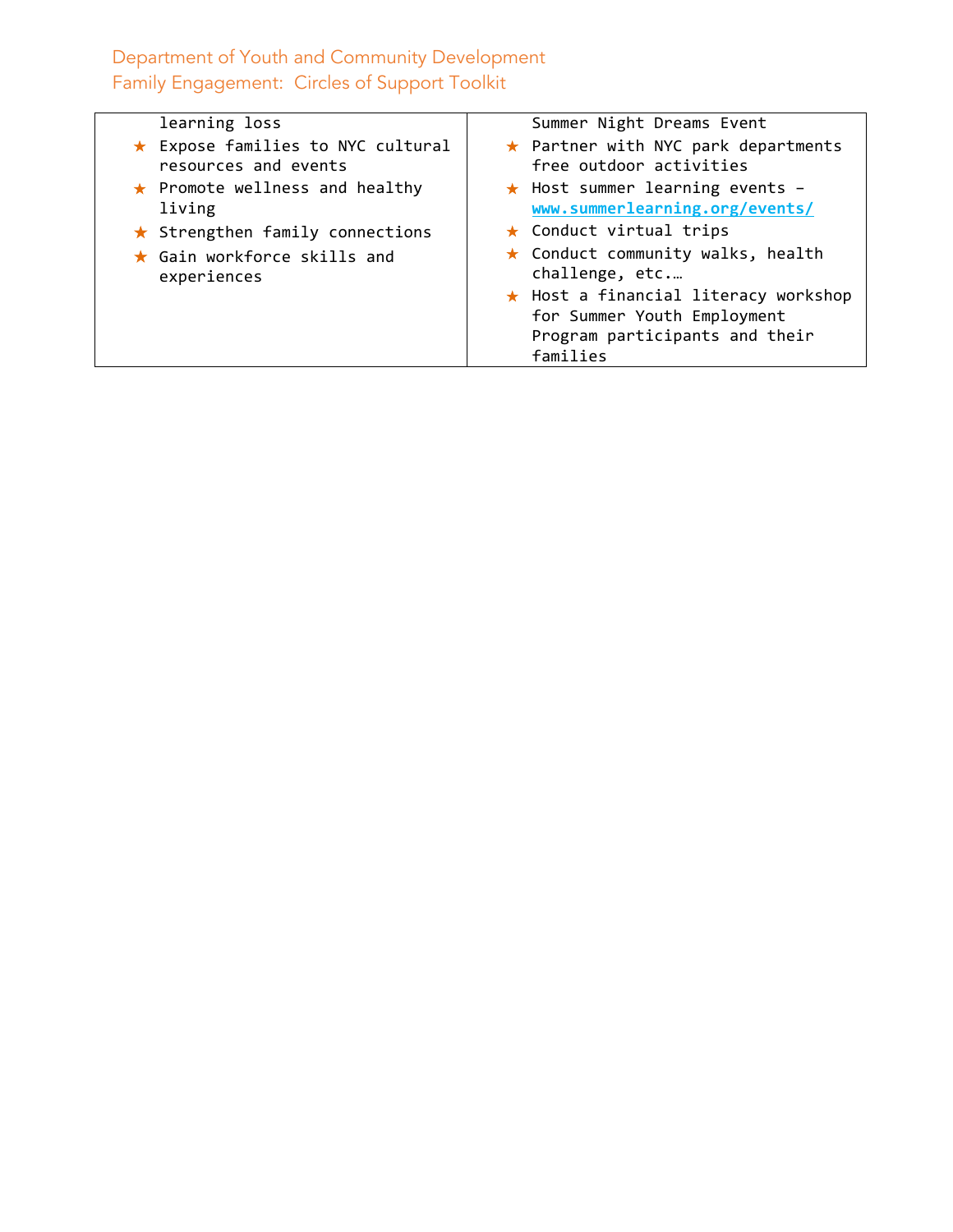| | |
|---|---|
| learning loss<br>★ Expose families to NYC cultural resources and events<br>★ Promote wellness and healthy living<br>★ Strengthen family connections<br>★ Gain workforce skills and experiences | Summer Night Dreams Event<br>★ Partner with NYC park departments free outdoor activities<br>★ Host summer learning events – www.summerlearning.org/events/<br>★ Conduct virtual trips<br>★ Conduct community walks, health challenge, etc.…<br>★ Host a financial literacy workshop for Summer Youth Employment Program participants and their families |